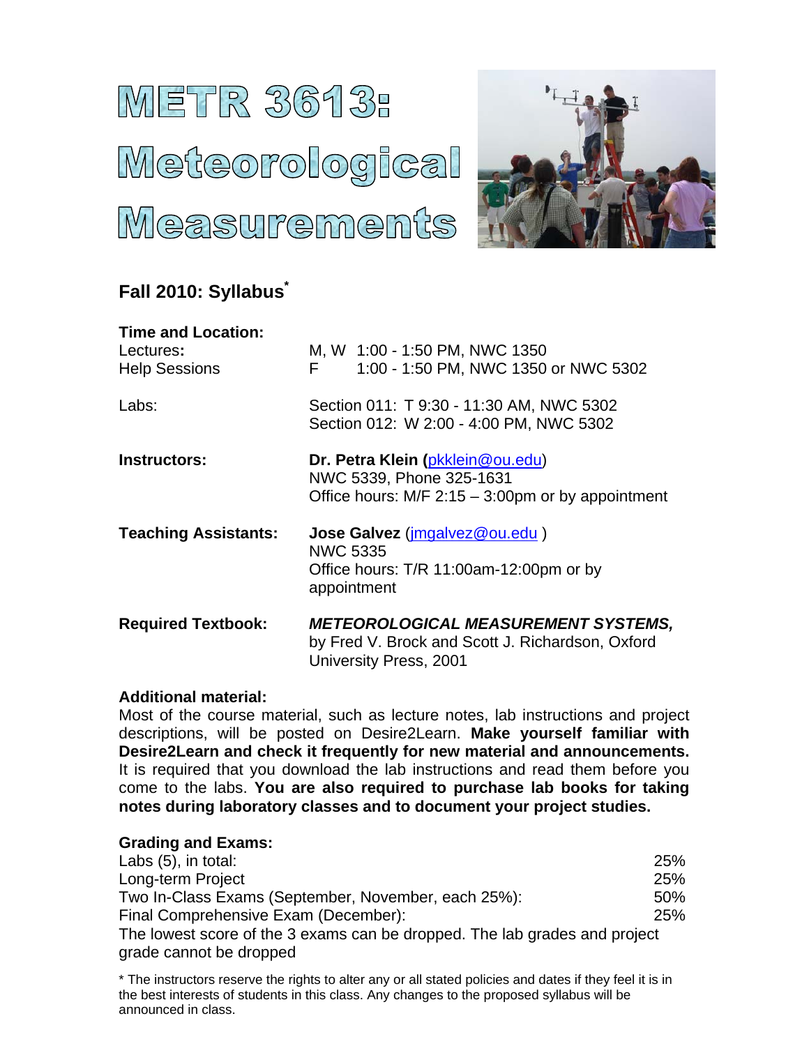# METR 3613: Meteorological Measurements

## Fall 2010: Syllabus*

**Time and Location:**

| | |
|---|---|
| Lectures**:** | M, W 1:00 - 1:50 PM, NWC 1350 |
| Help Sessions | F 1:00 - 1:50 PM, NWC 1350 or NWC 5302 |
| Labs: | Section 011: T 9:30 - 11:30 AM, NWC 5302<br>Section 012: W 2:00 - 4:00 PM, NWC 5302 |
| **Instructors:** | **Dr. Petra Klein (**pkklein@ou.edu)<br>NWC 5339, Phone 325-1631<br>Office hours: M/F 2:15 – 3:00pm or by appointment |
| **Teaching Assistants:** | **Jose Galvez** (jmgalvez@ou.edu )<br>NWC 5335<br>Office hours: T/R 11:00am-12:00pm or by appointment |
| **Required Textbook:** | ***METEOROLOGICAL MEASUREMENT SYSTEMS,*** by Fred V. Brock and Scott J. Richardson, Oxford University Press, 2001 |

**Additional material:**

Most of the course material, such as lecture notes, lab instructions and project descriptions, will be posted on Desire2Learn. **Make yourself familiar with Desire2Learn and check it frequently for new material and announcements.** It is required that you download the lab instructions and read them before you come to the labs. **You are also required to purchase lab books for taking notes during laboratory classes and to document your project studies.**

**Grading and Exams:**

| | |
|---|---|
| Labs (5), in total: | 25% |
| Long-term Project | 25% |
| Two In-Class Exams (September, November, each 25%): | 50% |
| Final Comprehensive Exam (December): | 25% |

The lowest score of the 3 exams can be dropped. The lab grades and project grade cannot be dropped

\* The instructors reserve the rights to alter any or all stated policies and dates if they feel it is in the best interests of students in this class. Any changes to the proposed syllabus will be announced in class.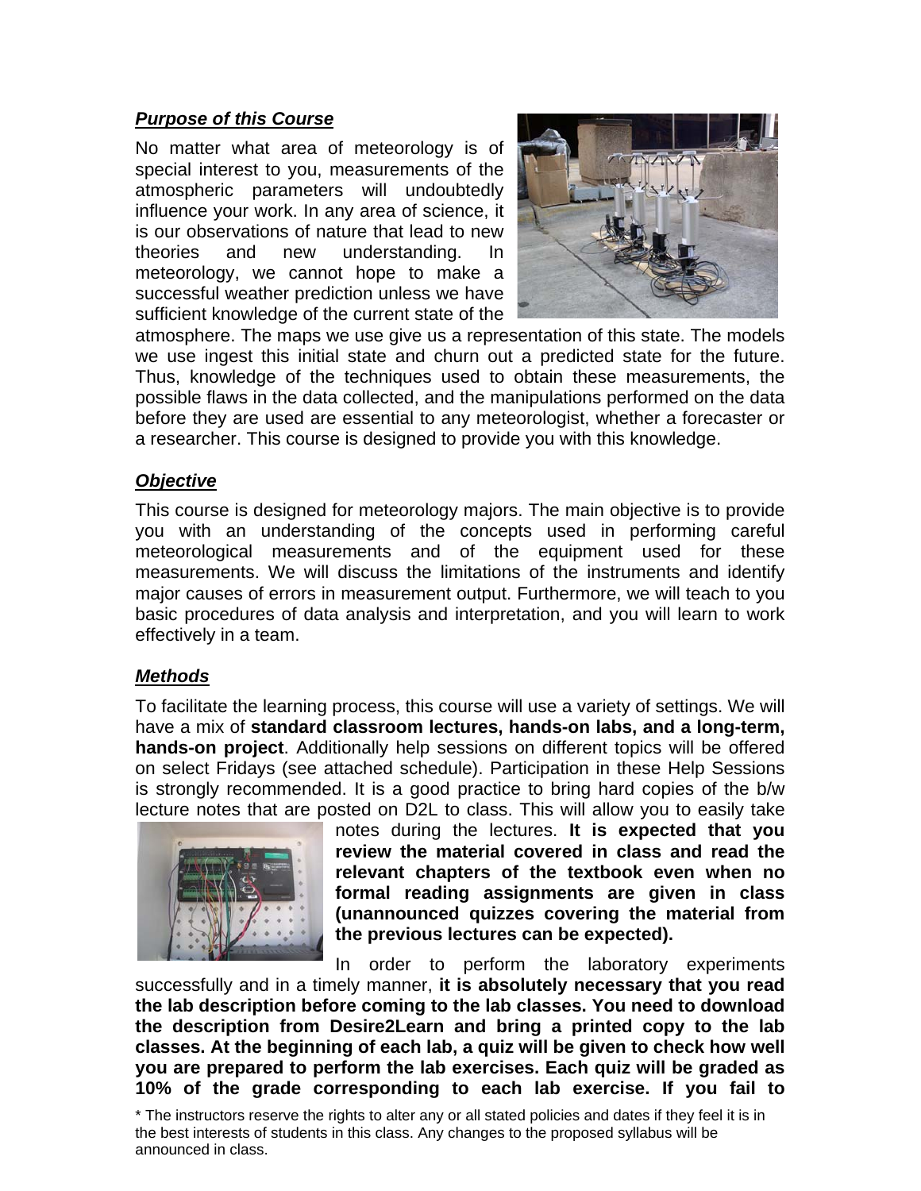***Purpose of this Course***

No matter what area of meteorology is of special interest to you, measurements of the atmospheric parameters will undoubtedly influence your work. In any area of science, it is our observations of nature that lead to new theories and new understanding. In meteorology, we cannot hope to make a successful weather prediction unless we have sufficient knowledge of the current state of the atmosphere. The maps we use give us a representation of this state. The models we use ingest this initial state and churn out a predicted state for the future. Thus, knowledge of the techniques used to obtain these measurements, the possible flaws in the data collected, and the manipulations performed on the data before they are used are essential to any meteorologist, whether a forecaster or a researcher. This course is designed to provide you with this knowledge.

***Objective***

This course is designed for meteorology majors. The main objective is to provide you with an understanding of the concepts used in performing careful meteorological measurements and of the equipment used for these measurements. We will discuss the limitations of the instruments and identify major causes of errors in measurement output. Furthermore, we will teach to you basic procedures of data analysis and interpretation, and you will learn to work effectively in a team.

***Methods***

To facilitate the learning process, this course will use a variety of settings. We will have a mix of **standard classroom lectures, hands-on labs, and a long-term, hands-on project**. Additionally help sessions on different topics will be offered on select Fridays (see attached schedule). Participation in these Help Sessions is strongly recommended. It is a good practice to bring hard copies of the b/w lecture notes that are posted on D2L to class. This will allow you to easily take notes during the lectures. **It is expected that you review the material covered in class and read the relevant chapters of the textbook even when no formal reading assignments are given in class (unannounced quizzes covering the material from the previous lectures can be expected).**

In order to perform the laboratory experiments successfully and in a timely manner, **it is absolutely necessary that you read the lab description before coming to the lab classes. You need to download the description from Desire2Learn and bring a printed copy to the lab classes. At the beginning of each lab, a quiz will be given to check how well you are prepared to perform the lab exercises. Each quiz will be graded as 10% of the grade corresponding to each lab exercise. If you fail to**

* The instructors reserve the rights to alter any or all stated policies and dates if they feel it is in the best interests of students in this class. Any changes to the proposed syllabus will be announced in class.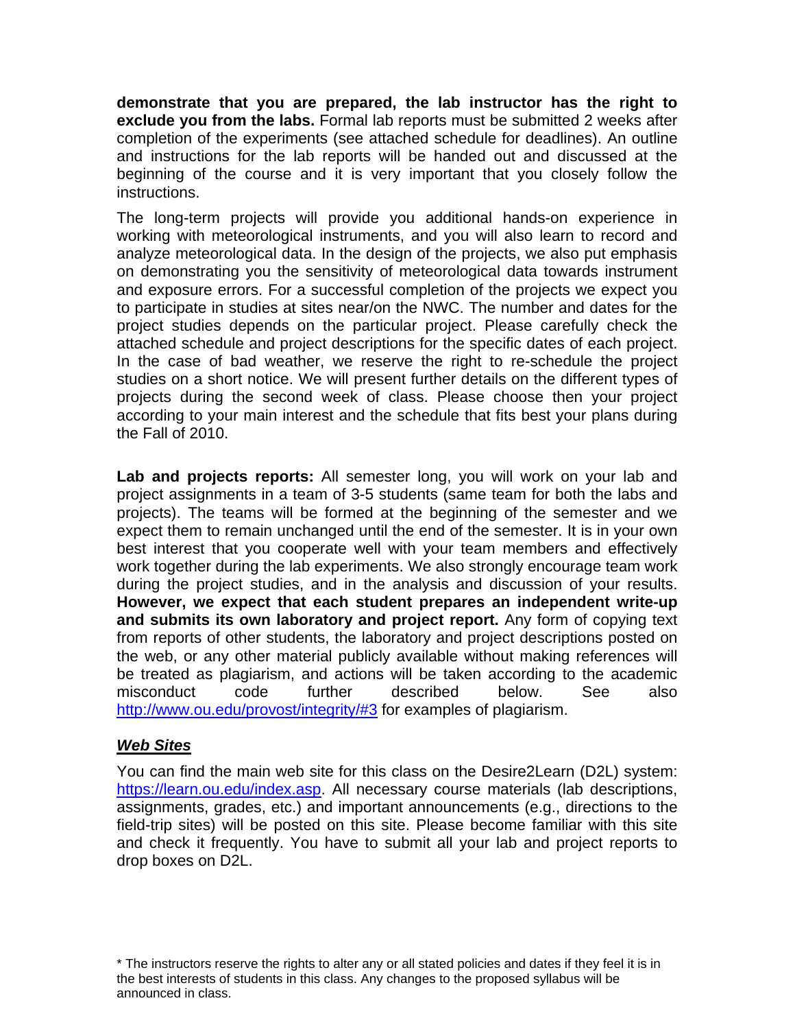**demonstrate that you are prepared, the lab instructor has the right to exclude you from the labs.** Formal lab reports must be submitted 2 weeks after completion of the experiments (see attached schedule for deadlines). An outline and instructions for the lab reports will be handed out and discussed at the beginning of the course and it is very important that you closely follow the instructions.

The long-term projects will provide you additional hands-on experience in working with meteorological instruments, and you will also learn to record and analyze meteorological data. In the design of the projects, we also put emphasis on demonstrating you the sensitivity of meteorological data towards instrument and exposure errors. For a successful completion of the projects we expect you to participate in studies at sites near/on the NWC. The number and dates for the project studies depends on the particular project. Please carefully check the attached schedule and project descriptions for the specific dates of each project. In the case of bad weather, we reserve the right to re-schedule the project studies on a short notice. We will present further details on the different types of projects during the second week of class. Please choose then your project according to your main interest and the schedule that fits best your plans during the Fall of 2010.

**Lab and projects reports:** All semester long, you will work on your lab and project assignments in a team of 3-5 students (same team for both the labs and projects). The teams will be formed at the beginning of the semester and we expect them to remain unchanged until the end of the semester. It is in your own best interest that you cooperate well with your team members and effectively work together during the lab experiments. We also strongly encourage team work during the project studies, and in the analysis and discussion of your results. **However, we expect that each student prepares an independent write-up and submits its own laboratory and project report.** Any form of copying text from reports of other students, the laboratory and project descriptions posted on the web, or any other material publicly available without making references will be treated as plagiarism, and actions will be taken according to the academic misconduct code further described below. See also http://www.ou.edu/provost/integrity/#3 for examples of plagiarism.

## ***Web Sites***

You can find the main web site for this class on the Desire2Learn (D2L) system: https://learn.ou.edu/index.asp. All necessary course materials (lab descriptions, assignments, grades, etc.) and important announcements (e.g., directions to the field-trip sites) will be posted on this site. Please become familiar with this site and check it frequently. You have to submit all your lab and project reports to drop boxes on D2L.

* The instructors reserve the rights to alter any or all stated policies and dates if they feel it is in the best interests of students in this class. Any changes to the proposed syllabus will be announced in class.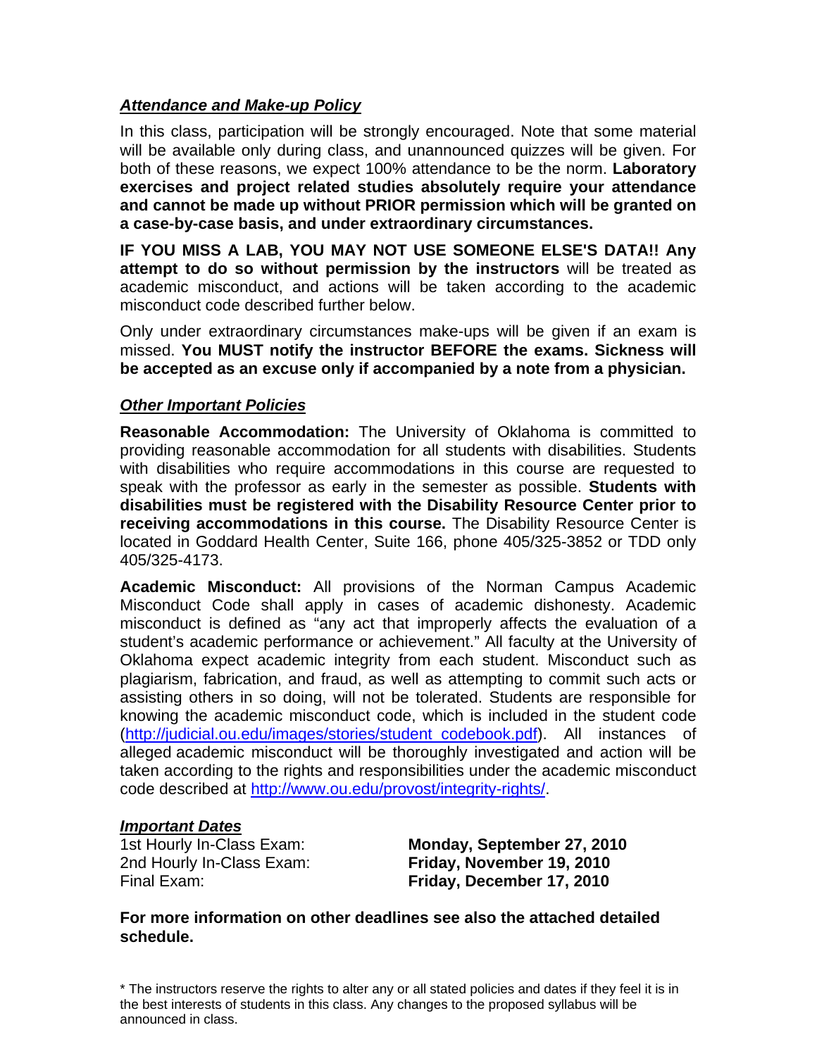### ***Attendance and Make-up Policy***

In this class, participation will be strongly encouraged. Note that some material will be available only during class, and unannounced quizzes will be given. For both of these reasons, we expect 100% attendance to be the norm. **Laboratory exercises and project related studies absolutely require your attendance and cannot be made up without PRIOR permission which will be granted on a case-by-case basis, and under extraordinary circumstances.**

**IF YOU MISS A LAB, YOU MAY NOT USE SOMEONE ELSE'S DATA!! Any attempt to do so without permission by the instructors** will be treated as academic misconduct, and actions will be taken according to the academic misconduct code described further below.

Only under extraordinary circumstances make-ups will be given if an exam is missed. **You MUST notify the instructor BEFORE the exams. Sickness will be accepted as an excuse only if accompanied by a note from a physician.**

### ***Other Important Policies***

**Reasonable Accommodation:** The University of Oklahoma is committed to providing reasonable accommodation for all students with disabilities. Students with disabilities who require accommodations in this course are requested to speak with the professor as early in the semester as possible. **Students with disabilities must be registered with the Disability Resource Center prior to receiving accommodations in this course.** The Disability Resource Center is located in Goddard Health Center, Suite 166, phone 405/325-3852 or TDD only 405/325-4173.

**Academic Misconduct:** All provisions of the Norman Campus Academic Misconduct Code shall apply in cases of academic dishonesty. Academic misconduct is defined as "any act that improperly affects the evaluation of a student's academic performance or achievement." All faculty at the University of Oklahoma expect academic integrity from each student. Misconduct such as plagiarism, fabrication, and fraud, as well as attempting to commit such acts or assisting others in so doing, will not be tolerated. Students are responsible for knowing the academic misconduct code, which is included in the student code (http://judicial.ou.edu/images/stories/student_codebook.pdf). All instances of alleged academic misconduct will be thoroughly investigated and action will be taken according to the rights and responsibilities under the academic misconduct code described at http://www.ou.edu/provost/integrity-rights/.

### ***Important Dates***

| | |
|---|---|
| 1st Hourly In-Class Exam: | **Monday, September 27, 2010** |
| 2nd Hourly In-Class Exam: | **Friday, November 19, 2010** |
| Final Exam: | **Friday, December 17, 2010** |

**For more information on other deadlines see also the attached detailed schedule.**

\* The instructors reserve the rights to alter any or all stated policies and dates if they feel it is in the best interests of students in this class. Any changes to the proposed syllabus will be announced in class.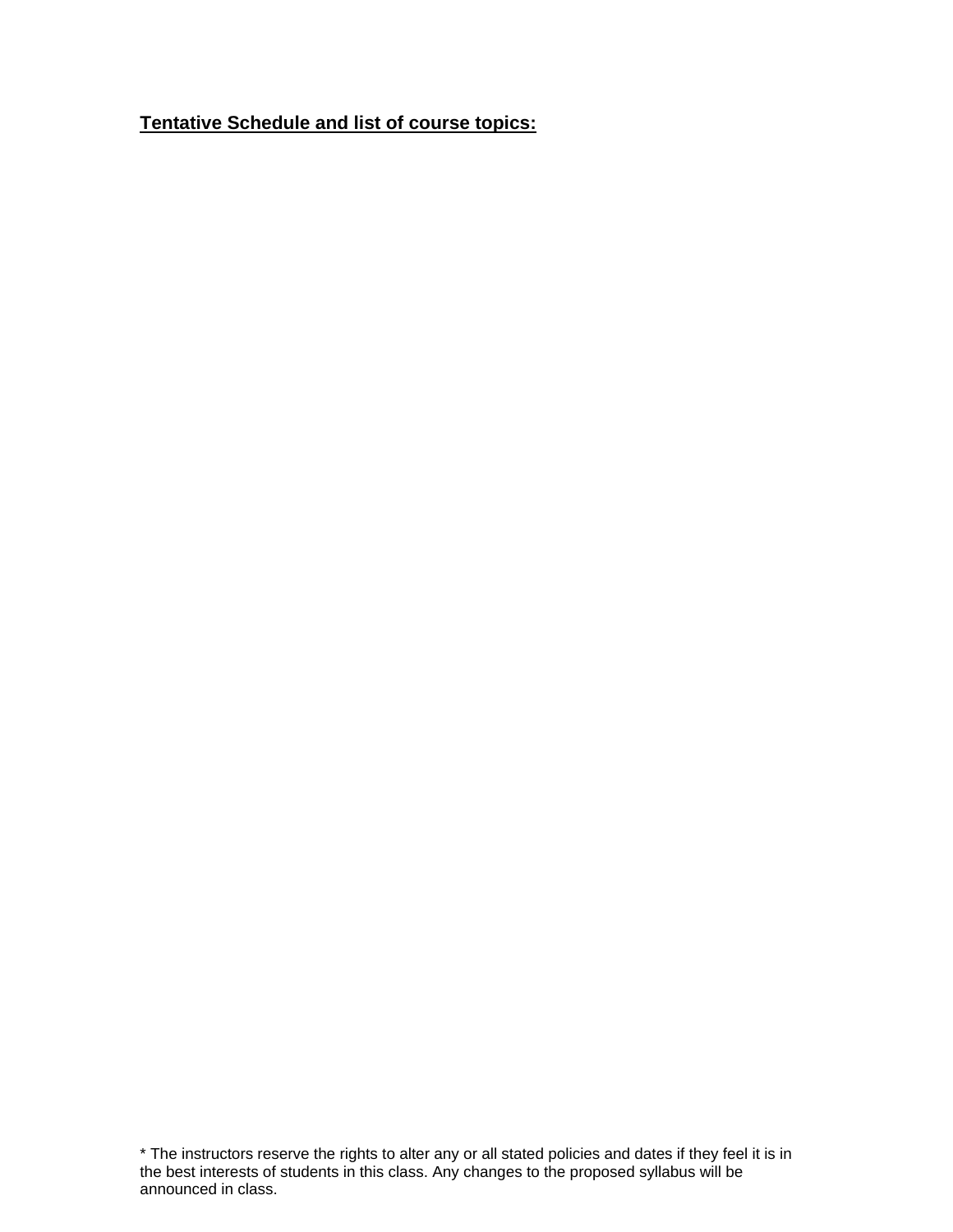**Tentative Schedule and list of course topics:**

* The instructors reserve the rights to alter any or all stated policies and dates if they feel it is in the best interests of students in this class. Any changes to the proposed syllabus will be announced in class.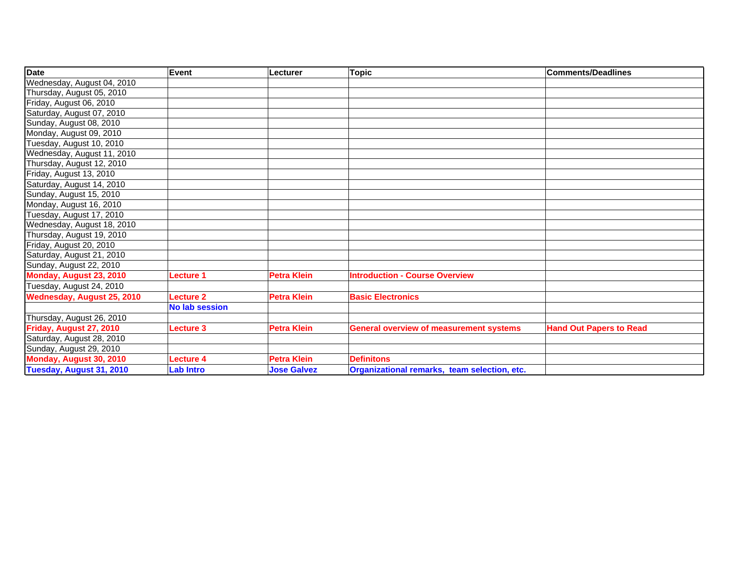| Date | Event | Lecturer | Topic | Comments/Deadlines |
|---|---|---|---|---|
| Wednesday, August 04, 2010 | | | | |
| Thursday, August 05, 2010 | | | | |
| Friday, August 06, 2010 | | | | |
| Saturday, August 07, 2010 | | | | |
| Sunday, August 08, 2010 | | | | |
| Monday, August 09, 2010 | | | | |
| Tuesday, August 10, 2010 | | | | |
| Wednesday, August 11, 2010 | | | | |
| Thursday, August 12, 2010 | | | | |
| Friday, August 13, 2010 | | | | |
| Saturday, August 14, 2010 | | | | |
| Sunday, August 15, 2010 | | | | |
| Monday, August 16, 2010 | | | | |
| Tuesday, August 17, 2010 | | | | |
| Wednesday, August 18, 2010 | | | | |
| Thursday, August 19, 2010 | | | | |
| Friday, August 20, 2010 | | | | |
| Saturday, August 21, 2010 | | | | |
| Sunday, August 22, 2010 | | | | |
| **Monday, August 23, 2010** | **Lecture 1** | **Petra Klein** | **Introduction - Course Overview** | |
| Tuesday, August 24, 2010 | | | | |
| **Wednesday, August 25, 2010** | **Lecture 2** | **Petra Klein** | **Basic Electronics** | |
| | **No lab session** | | | |
| Thursday, August 26, 2010 | | | | |
| **Friday, August 27, 2010** | **Lecture 3** | **Petra Klein** | **General overview of measurement systems** | **Hand Out Papers to Read** |
| Saturday, August 28, 2010 | | | | |
| Sunday, August 29, 2010 | | | | |
| **Monday, August 30, 2010** | **Lecture 4** | **Petra Klein** | **Definitons** | |
| **Tuesday, August 31, 2010** | **Lab Intro** | **Jose Galvez** | **Organizational remarks, team selection, etc.** | |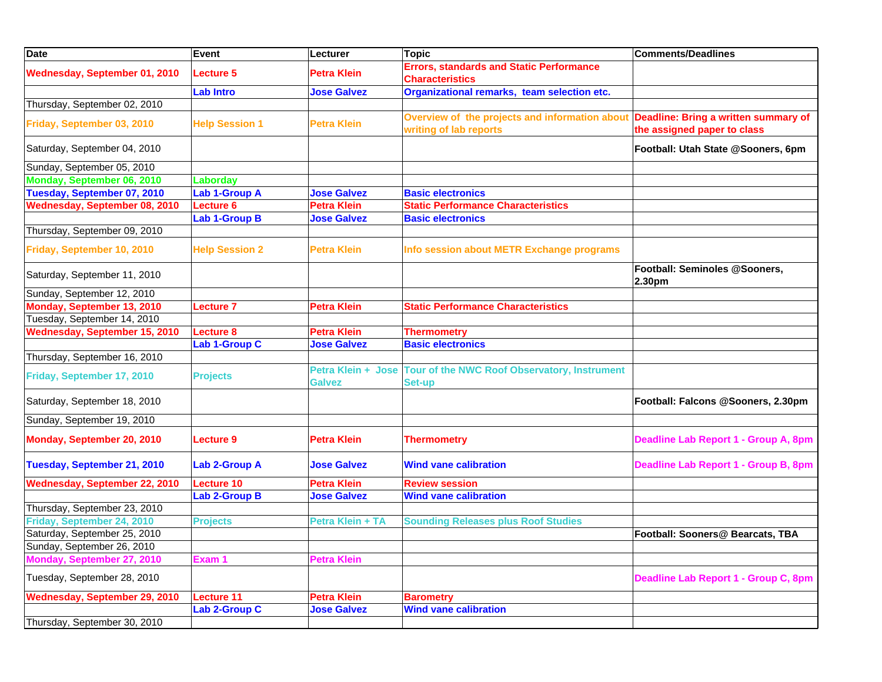| Date | Event | Lecturer | Topic | Comments/Deadlines |
|---|---|---|---|---|
| Wednesday, September 01, 2010 | Lecture 5 | Petra Klein | Errors, standards and Static Performance Characteristics | |
| | Lab Intro | Jose Galvez | Organizational remarks, team selection etc. | |
| Thursday, September 02, 2010 | | | | |
| Friday, September 03, 2010 | Help Session 1 | Petra Klein | Overview of the projects and information about writing of lab reports | Deadline: Bring a written summary of the assigned paper to class |
| Saturday, September 04, 2010 | | | | Football: Utah State @Sooners, 6pm |
| Sunday, September 05, 2010 | | | | |
| Monday, September 06, 2010 | Laborday | | | |
| Tuesday, September 07, 2010 | Lab 1-Group A | Jose Galvez | Basic electronics | |
| Wednesday, September 08, 2010 | Lecture 6 | Petra Klein | Static Performance Characteristics | |
| | Lab 1-Group B | Jose Galvez | Basic electronics | |
| Thursday, September 09, 2010 | | | | |
| Friday, September 10, 2010 | Help Session 2 | Petra Klein | Info session about METR Exchange programs | |
| Saturday, September 11, 2010 | | | | Football: Seminoles @Sooners, 2.30pm |
| Sunday, September 12, 2010 | | | | |
| Monday, September 13, 2010 | Lecture 7 | Petra Klein | Static Performance Characteristics | |
| Tuesday, September 14, 2010 | | | | |
| Wednesday, September 15, 2010 | Lecture 8 | Petra Klein | Thermometry | |
| | Lab 1-Group C | Jose Galvez | Basic electronics | |
| Thursday, September 16, 2010 | | | | |
| Friday, September 17, 2010 | Projects | Petra Klein + Jose Galvez | Tour of the NWC Roof Observatory, Instrument Set-up | |
| Saturday, September 18, 2010 | | | | Football: Falcons @Sooners, 2.30pm |
| Sunday, September 19, 2010 | | | | |
| Monday, September 20, 2010 | Lecture 9 | Petra Klein | Thermometry | Deadline Lab Report 1 - Group A, 8pm |
| Tuesday, September 21, 2010 | Lab 2-Group A | Jose Galvez | Wind vane calibration | Deadline Lab Report 1 - Group B, 8pm |
| Wednesday, September 22, 2010 | Lecture 10 | Petra Klein | Review session | |
| | Lab 2-Group B | Jose Galvez | Wind vane calibration | |
| Thursday, September 23, 2010 | | | | |
| Friday, September 24, 2010 | Projects | Petra Klein + TA | Sounding Releases plus Roof Studies | |
| Saturday, September 25, 2010 | | | | Football: Sooners@ Bearcats, TBA |
| Sunday, September 26, 2010 | | | | |
| Monday, September 27, 2010 | Exam 1 | Petra Klein | | |
| Tuesday, September 28, 2010 | | | | Deadline Lab Report 1 - Group C, 8pm |
| Wednesday, September 29, 2010 | Lecture 11 | Petra Klein | Barometry | |
| | Lab 2-Group C | Jose Galvez | Wind vane calibration | |
| Thursday, September 30, 2010 | | | | |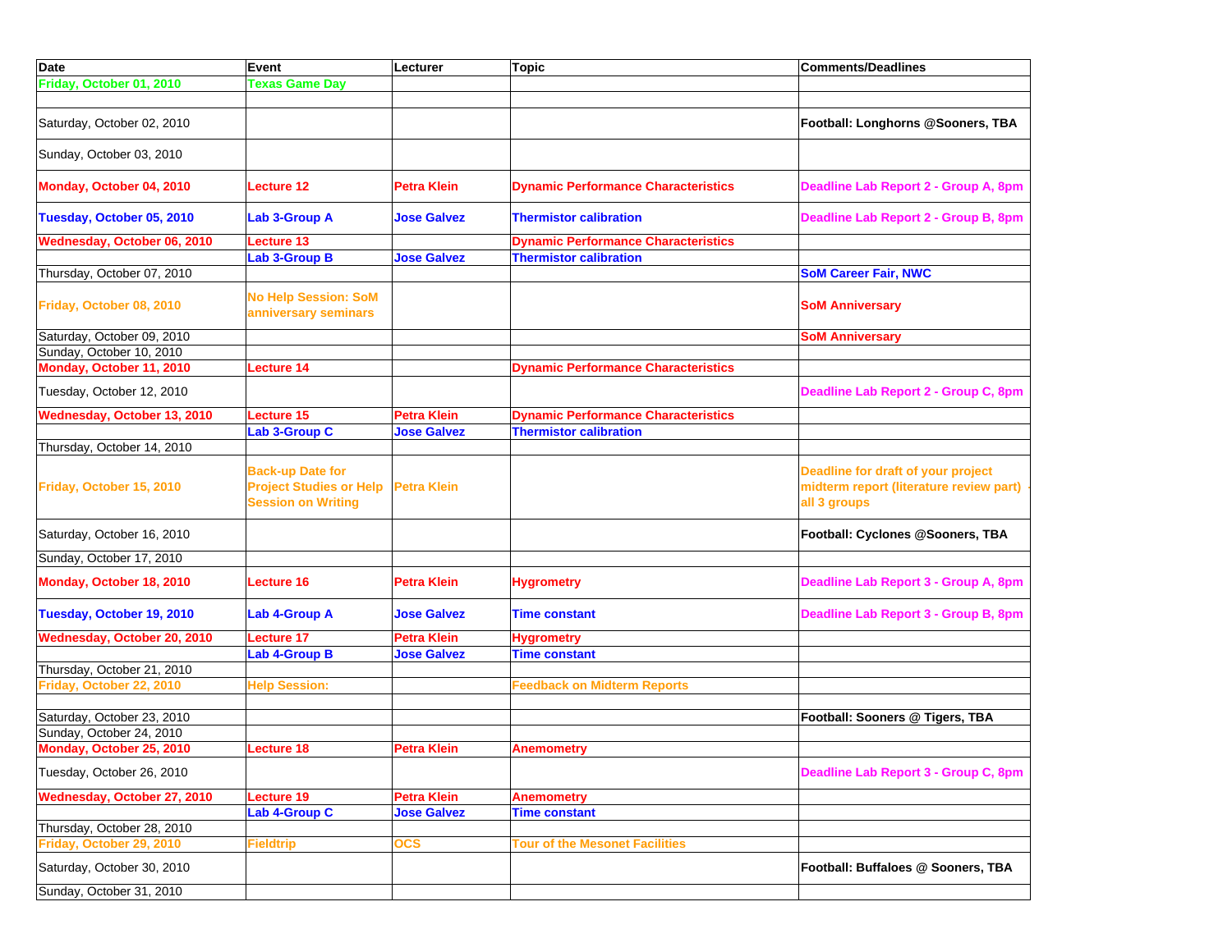| Date | Event | Lecturer | Topic | Comments/Deadlines |
| --- | --- | --- | --- | --- |
| Friday, October 01, 2010 | Texas Game Day | | | |
| | | | | |
| Saturday, October 02, 2010 | | | | Football: Longhorns @Sooners, TBA |
| Sunday, October 03, 2010 | | | | |
| Monday, October 04, 2010 | Lecture 12 | Petra Klein | Dynamic Performance Characteristics | Deadline Lab Report 2 - Group A, 8pm |
| Tuesday, October 05, 2010 | Lab 3-Group A | Jose Galvez | Thermistor calibration | Deadline Lab Report 2 - Group B, 8pm |
| Wednesday, October 06, 2010 | Lecture 13 | | Dynamic Performance Characteristics | |
| | Lab 3-Group B | Jose Galvez | Thermistor calibration | |
| Thursday, October 07, 2010 | | | | SoM Career Fair, NWC |
| Friday, October 08, 2010 | No Help Session: SoM anniversary seminars | | | SoM Anniversary |
| Saturday, October 09, 2010 | | | | SoM Anniversary |
| Sunday, October 10, 2010 | | | | |
| Monday, October 11, 2010 | Lecture 14 | | Dynamic Performance Characteristics | |
| Tuesday, October 12, 2010 | | | | Deadline Lab Report 2 - Group C, 8pm |
| Wednesday, October 13, 2010 | Lecture 15 | Petra Klein | Dynamic Performance Characteristics | |
| | Lab 3-Group C | Jose Galvez | Thermistor calibration | |
| Thursday, October 14, 2010 | | | | |
| Friday, October 15, 2010 | Back-up Date for Project Studies or Help Session on Writing | Petra Klein | | Deadline for draft of your project midterm report (literature review part) - all 3 groups |
| Saturday, October 16, 2010 | | | | Football: Cyclones @Sooners, TBA |
| Sunday, October 17, 2010 | | | | |
| Monday, October 18, 2010 | Lecture 16 | Petra Klein | Hygrometry | Deadline Lab Report 3 - Group A, 8pm |
| Tuesday, October 19, 2010 | Lab 4-Group A | Jose Galvez | Time constant | Deadline Lab Report 3 - Group B, 8pm |
| Wednesday, October 20, 2010 | Lecture 17 | Petra Klein | Hygrometry | |
| | Lab 4-Group B | Jose Galvez | Time constant | |
| Thursday, October 21, 2010 | | | | |
| Friday, October 22, 2010 | Help Session: | | Feedback on Midterm Reports | |
| | | | | |
| Saturday, October 23, 2010 | | | | Football: Sooners @ Tigers, TBA |
| Sunday, October 24, 2010 | | | | |
| Monday, October 25, 2010 | Lecture 18 | Petra Klein | Anemometry | |
| Tuesday, October 26, 2010 | | | | Deadline Lab Report 3 - Group C, 8pm |
| Wednesday, October 27, 2010 | Lecture 19 | Petra Klein | Anemometry | |
| | Lab 4-Group C | Jose Galvez | Time constant | |
| Thursday, October 28, 2010 | | | | |
| Friday, October 29, 2010 | Fieldtrip | OCS | Tour of the Mesonet Facilities | |
| Saturday, October 30, 2010 | | | | Football: Buffaloes @ Sooners, TBA |
| Sunday, October 31, 2010 | | | | |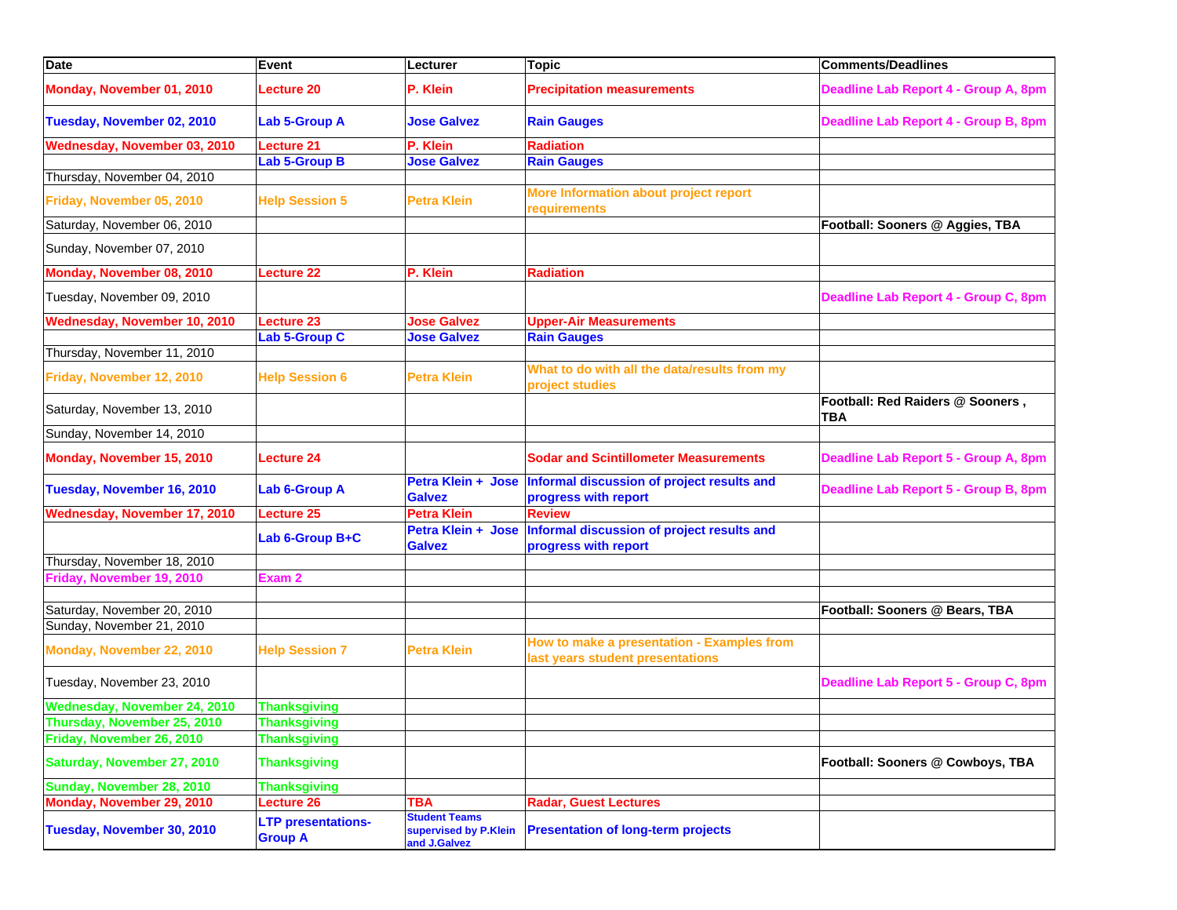| Date | Event | Lecturer | Topic | Comments/Deadlines |
|---|---|---|---|---|
| Monday, November 01, 2010 | Lecture 20 | P. Klein | Precipitation measurements | Deadline Lab Report 4 - Group A, 8pm |
| Tuesday, November 02, 2010 | Lab 5-Group A | Jose Galvez | Rain Gauges | Deadline Lab Report 4 - Group B, 8pm |
| Wednesday, November 03, 2010 | Lecture 21 | P. Klein | Radiation | |
| | Lab 5-Group B | Jose Galvez | Rain Gauges | |
| Thursday, November 04, 2010 | | | | |
| Friday, November 05, 2010 | Help Session 5 | Petra Klein | More Information about project report requirements | |
| Saturday, November 06, 2010 | | | | Football: Sooners @ Aggies, TBA |
| Sunday, November 07, 2010 | | | | |
| Monday, November 08, 2010 | Lecture 22 | P. Klein | Radiation | |
| Tuesday, November 09, 2010 | | | | Deadline Lab Report 4 - Group C, 8pm |
| Wednesday, November 10, 2010 | Lecture 23 | Jose Galvez | Upper-Air Measurements | |
| | Lab 5-Group C | Jose Galvez | Rain Gauges | |
| Thursday, November 11, 2010 | | | | |
| Friday, November 12, 2010 | Help Session 6 | Petra Klein | What to do with all the data/results from my project studies | |
| Saturday, November 13, 2010 | | | | Football: Red Raiders @ Sooners , TBA |
| Sunday, November 14, 2010 | | | | |
| Monday, November 15, 2010 | Lecture 24 | | Sodar and Scintillometer Measurements | Deadline Lab Report 5 - Group A, 8pm |
| Tuesday, November 16, 2010 | Lab 6-Group A | Petra Klein + Jose Galvez | Informal discussion of project results and progress with report | Deadline Lab Report 5 - Group B, 8pm |
| Wednesday, November 17, 2010 | Lecture 25 | Petra Klein | Review | |
| | Lab 6-Group B+C | Petra Klein + Jose Galvez | Informal discussion of project results and progress with report | |
| Thursday, November 18, 2010 | | | | |
| Friday, November 19, 2010 | Exam 2 | | | |
| | | | | |
| Saturday, November 20, 2010 | | | | Football: Sooners @ Bears, TBA |
| Sunday, November 21, 2010 | | | | |
| Monday, November 22, 2010 | Help Session 7 | Petra Klein | How to make a presentation - Examples from last years student presentations | |
| Tuesday, November 23, 2010 | | | | Deadline Lab Report 5 - Group C, 8pm |
| Wednesday, November 24, 2010 | Thanksgiving | | | |
| Thursday, November 25, 2010 | Thanksgiving | | | |
| Friday, November 26, 2010 | Thanksgiving | | | |
| Saturday, November 27, 2010 | Thanksgiving | | | Football: Sooners @ Cowboys, TBA |
| Sunday, November 28, 2010 | Thanksgiving | | | |
| Monday, November 29, 2010 | Lecture 26 | TBA | Radar, Guest Lectures | |
| Tuesday, November 30, 2010 | LTP presentations-Group A | Student Teams supervised by P.Klein and J.Galvez | Presentation of long-term projects | |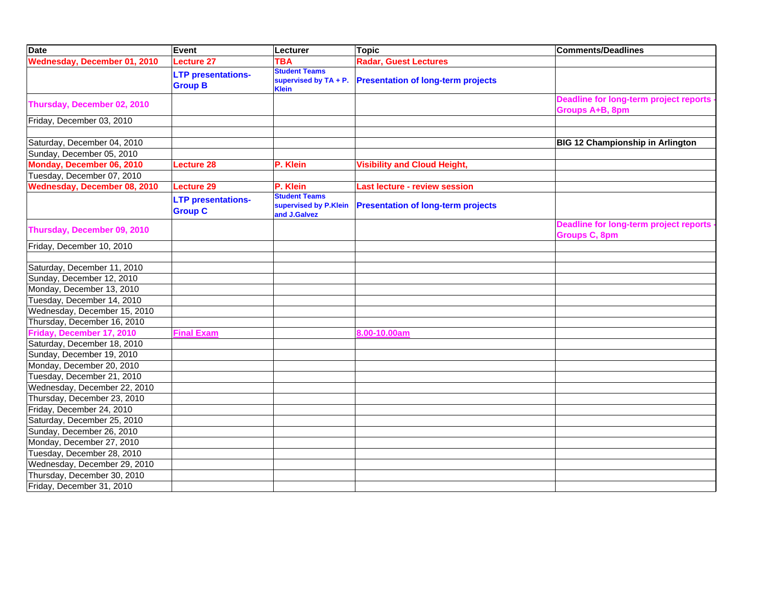| Date | Event | Lecturer | Topic | Comments/Deadlines |
|---|---|---|---|---|
| Wednesday, December 01, 2010 | Lecture 27 | TBA | Radar, Guest Lectures | |
| | LTP presentations-Group B | Student Teams supervised by TA + P. Klein | Presentation of long-term projects | |
| Thursday, December 02, 2010 | | | | Deadline for long-term project reports - Groups A+B, 8pm |
| Friday, December 03, 2010 | | | | |
| | | | | |
| Saturday, December 04, 2010 | | | | BIG 12 Championship in Arlington |
| Sunday, December 05, 2010 | | | | |
| Monday, December 06, 2010 | Lecture 28 | P. Klein | Visibility and Cloud Height, | |
| Tuesday, December 07, 2010 | | | | |
| Wednesday, December 08, 2010 | Lecture 29 | P. Klein | Last lecture - review session | |
| | LTP presentations-Group C | Student Teams supervised by P.Klein and J.Galvez | Presentation of long-term projects | |
| Thursday, December 09, 2010 | | | | Deadline for long-term project reports - Groups C, 8pm |
| Friday, December 10, 2010 | | | | |
| | | | | |
| Saturday, December 11, 2010 | | | | |
| Sunday, December 12, 2010 | | | | |
| Monday, December 13, 2010 | | | | |
| Tuesday, December 14, 2010 | | | | |
| Wednesday, December 15, 2010 | | | | |
| Thursday, December 16, 2010 | | | | |
| Friday, December 17, 2010 | Final Exam | | 8.00-10.00am | |
| Saturday, December 18, 2010 | | | | |
| Sunday, December 19, 2010 | | | | |
| Monday, December 20, 2010 | | | | |
| Tuesday, December 21, 2010 | | | | |
| Wednesday, December 22, 2010 | | | | |
| Thursday, December 23, 2010 | | | | |
| Friday, December 24, 2010 | | | | |
| Saturday, December 25, 2010 | | | | |
| Sunday, December 26, 2010 | | | | |
| Monday, December 27, 2010 | | | | |
| Tuesday, December 28, 2010 | | | | |
| Wednesday, December 29, 2010 | | | | |
| Thursday, December 30, 2010 | | | | |
| Friday, December 31, 2010 | | | | |